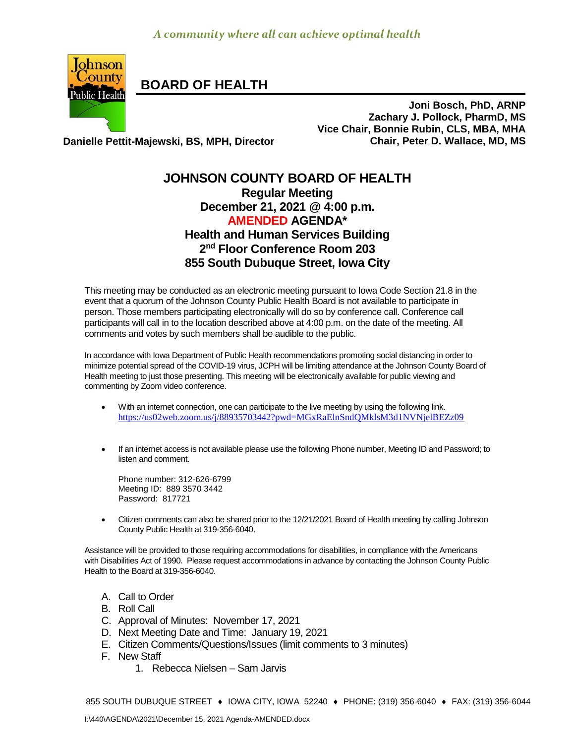*A community where all can achieve optimal health*

# BOARD OF HEALTH

**Joni Bosch, PhD, ARNP**
**Zachary J. Pollock, PharmD, MS**
**Vice Chair, Bonnie Rubin, CLS, MBA, MHA**
**Chair, Peter D. Wallace, MD, MS**

**Danielle Pettit-Majewski, BS, MPH, Director**

## JOHNSON COUNTY BOARD OF HEALTH

### Regular Meeting
### December 21, 2021 @ 4:00 p.m.
### AMENDED AGENDA*
### Health and Human Services Building
### 2nd Floor Conference Room 203
### 855 South Dubuque Street, Iowa City

This meeting may be conducted as an electronic meeting pursuant to Iowa Code Section 21.8 in the event that a quorum of the Johnson County Public Health Board is not available to participate in person. Those members participating electronically will do so by conference call. Conference call participants will call in to the location described above at 4:00 p.m. on the date of the meeting. All comments and votes by such members shall be audible to the public.

In accordance with Iowa Department of Public Health recommendations promoting social distancing in order to minimize potential spread of the COVID-19 virus, JCPH will be limiting attendance at the Johnson County Board of Health meeting to just those presenting. This meeting will be electronically available for public viewing and commenting by Zoom video conference.

- With an internet connection, one can participate to the live meeting by using the following link. https://us02web.zoom.us/j/88935703442?pwd=MGxRaElnSndQMklsM3d1NVNjelBEZz09

- If an internet access is not available please use the following Phone number, Meeting ID and Password; to listen and comment.

  Phone number: 312-626-6799
  Meeting ID: 889 3570 3442
  Password: 817721

- Citizen comments can also be shared prior to the 12/21/2021 Board of Health meeting by calling Johnson County Public Health at 319-356-6040.

Assistance will be provided to those requiring accommodations for disabilities, in compliance with the Americans with Disabilities Act of 1990. Please request accommodations in advance by contacting the Johnson County Public Health to the Board at 319-356-6040.

A. Call to Order
B. Roll Call
C. Approval of Minutes: November 17, 2021
D. Next Meeting Date and Time: January 19, 2021
E. Citizen Comments/Questions/Issues (limit comments to 3 minutes)
F. New Staff
   1. Rebecca Nielsen – Sam Jarvis

855 SOUTH DUBUQUE STREET ♦ IOWA CITY, IOWA 52240 ♦ PHONE: (319) 356-6040 ♦ FAX: (319) 356-6044

I:\440\AGENDA\2021\December 15, 2021 Agenda-AMENDED.docx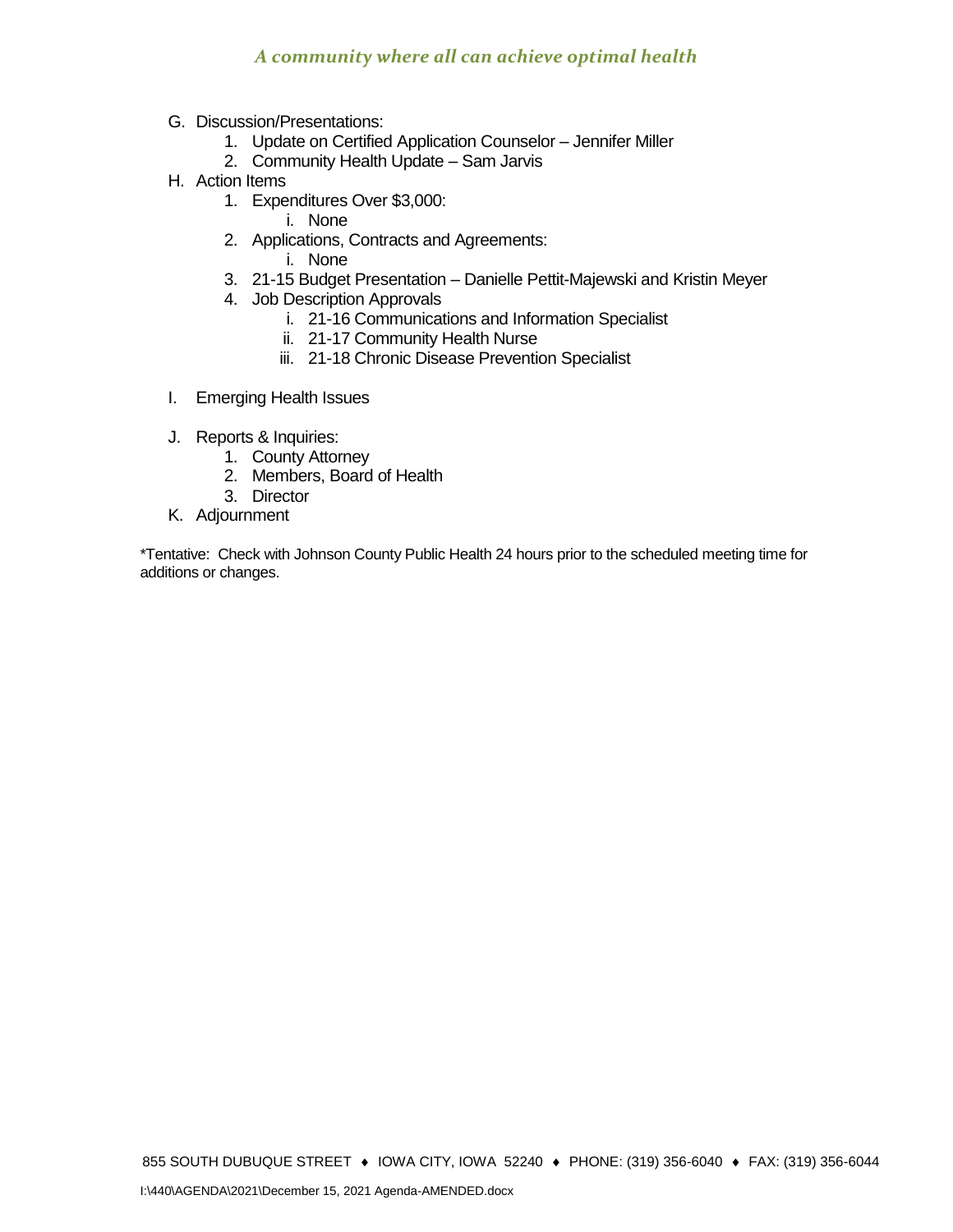G. Discussion/Presentations:
    1. Update on Certified Application Counselor – Jennifer Miller
    2. Community Health Update – Sam Jarvis

H. Action Items
    1. Expenditures Over $3,000:
        i. None
    2. Applications, Contracts and Agreements:
        i. None
    3. 21-15 Budget Presentation – Danielle Pettit-Majewski and Kristin Meyer
    4. Job Description Approvals
        i. 21-16 Communications and Information Specialist
        ii. 21-17 Community Health Nurse
        iii. 21-18 Chronic Disease Prevention Specialist

I. Emerging Health Issues

J. Reports & Inquiries:
    1. County Attorney
    2. Members, Board of Health
    3. Director

K. Adjournment

*Tentative: Check with Johnson County Public Health 24 hours prior to the scheduled meeting time for additions or changes.